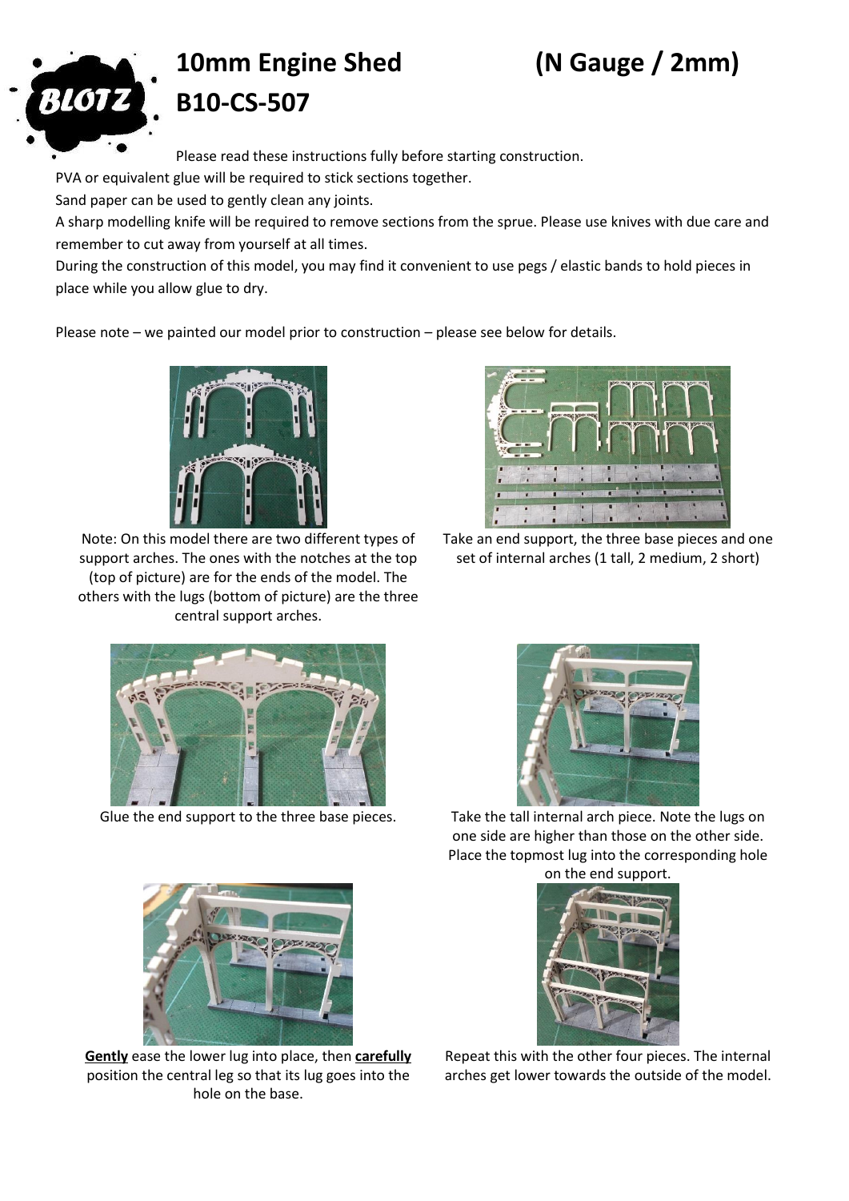# 10mm Engine Shed (N Gauge / 2mm)

# B10-CS-507

Please read these instructions fully before starting construction.

PVA or equivalent glue will be required to stick sections together.

Sand paper can be used to gently clean any joints.

A sharp modelling knife will be required to remove sections from the sprue. Please use knives with due care and remember to cut away from yourself at all times.

During the construction of this model, you may find it convenient to use pegs / elastic bands to hold pieces in place while you allow glue to dry.

Please note – we painted our model prior to construction – please see below for details.

Note: On this model there are two different types of support arches. The ones with the notches at the top (top of picture) are for the ends of the model. The others with the lugs (bottom of picture) are the three central support arches.

Take an end support, the three base pieces and one set of internal arches (1 tall, 2 medium, 2 short)

Glue the end support to the three base pieces.

Take the tall internal arch piece. Note the lugs on one side are higher than those on the other side. Place the topmost lug into the corresponding hole on the end support.

**Gently** ease the lower lug into place, then **carefully** position the central leg so that its lug goes into the hole on the base.

Repeat this with the other four pieces. The internal arches get lower towards the outside of the model.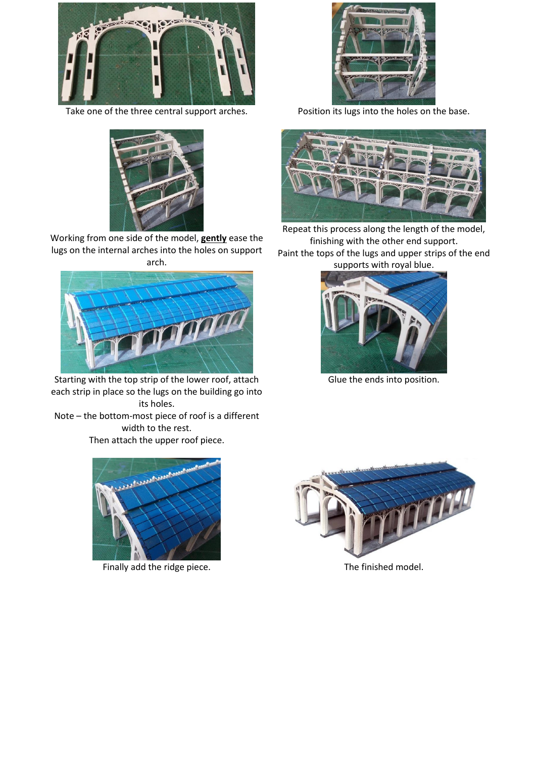Take one of the three central support arches.

Position its lugs into the holes on the base.

Working from one side of the model, **gently** ease the lugs on the internal arches into the holes on support arch.

Repeat this process along the length of the model, finishing with the other end support.
Paint the tops of the lugs and upper strips of the end supports with royal blue.

Starting with the top strip of the lower roof, attach each strip in place so the lugs on the building go into its holes.
Note – the bottom-most piece of roof is a different width to the rest.
Then attach the upper roof piece.

Glue the ends into position.

Finally add the ridge piece.

The finished model.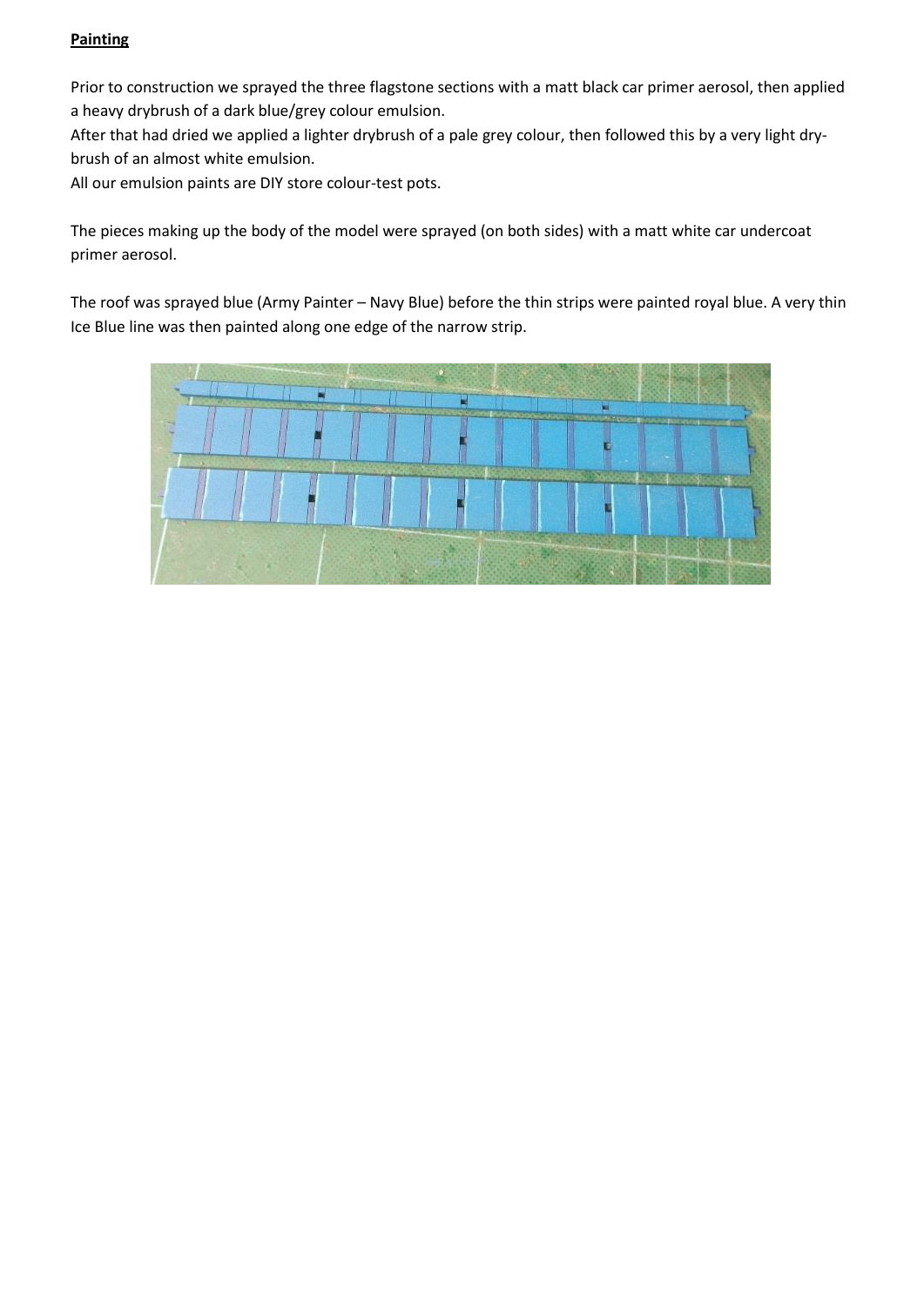**Painting**

Prior to construction we sprayed the three flagstone sections with a matt black car primer aerosol, then applied a heavy drybrush of a dark blue/grey colour emulsion.
After that had dried we applied a lighter drybrush of a pale grey colour, then followed this by a very light dry-brush of an almost white emulsion.
All our emulsion paints are DIY store colour-test pots.

The pieces making up the body of the model were sprayed (on both sides) with a matt white car undercoat primer aerosol.

The roof was sprayed blue (Army Painter – Navy Blue) before the thin strips were painted royal blue. A very thin Ice Blue line was then painted along one edge of the narrow strip.